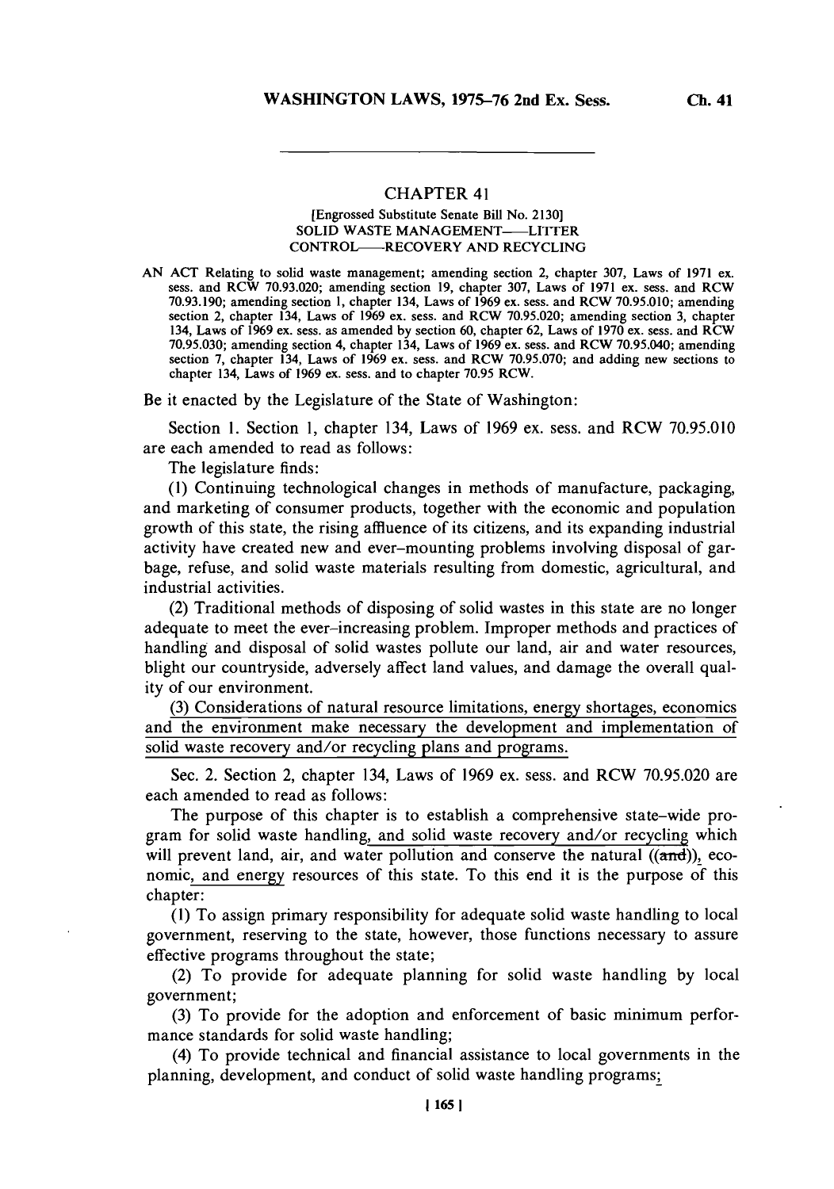# CHAPTER 41

[Engrossed Substitute Senate Bill No. 2130]

SOLID WASTE MANAGEMENT——LITTER CONTROL——RECOVERY AND RECYCLING

AN ACT Relating to solid waste management; amending section 2, chapter 307, Laws of 1971 ex. sess. and RCW 70.93.020; amending section 19, chapter 307, Laws of 1971 ex. sess. and RCW 70.93.190; amending section 1, chapter 134, Laws of 1969 ex. sess. and RCW 70.95.010; amending section 2, chapter 134, Laws of 1969 ex. sess. and RCW 70.95.020; amending section 3, chapter 134, Laws of 1969 ex. sess. as amended by section 60, chapter 62, Laws of 1970 ex. sess. and RCW 70.95.030; amending section 4, chapter 134, Laws of 1969 ex. sess. and RCW 70.95.040; amending section 7, chapter 134, Laws of 1969 ex. sess. and RCW 70.95.070; and adding new sections to chapter 134, Laws of 1969 ex. sess. and to chapter 70.95 RCW.

Be it enacted by the Legislature of the State of Washington:

Section 1. Section 1, chapter 134, Laws of 1969 ex. sess. and RCW 70.95.010 are each amended to read as follows:

The legislature finds:

(1) Continuing technological changes in methods of manufacture, packaging, and marketing of consumer products, together with the economic and population growth of this state, the rising affluence of its citizens, and its expanding industrial activity have created new and ever-mounting problems involving disposal of garbage, refuse, and solid waste materials resulting from domestic, agricultural, and industrial activities.

(2) Traditional methods of disposing of solid wastes in this state are no longer adequate to meet the ever-increasing problem. Improper methods and practices of handling and disposal of solid wastes pollute our land, air and water resources, blight our countryside, adversely affect land values, and damage the overall quality of our environment.

<u>(3) Considerations of natural resource limitations, energy shortages, economics and the environment make necessary the development and implementation of solid waste recovery and/or recycling plans and programs.</u>

Sec. 2. Section 2, chapter 134, Laws of 1969 ex. sess. and RCW 70.95.020 are each amended to read as follows:

The purpose of this chapter is to establish a comprehensive state-wide program for solid waste handling<u>, and solid waste recovery and/or recycling</u> which will prevent land, air, and water pollution and conserve the natural ((~~and~~))<u>,</u> economic<u>, and energy</u> resources of this state. To this end it is the purpose of this chapter:

(1) To assign primary responsibility for adequate solid waste handling to local government, reserving to the state, however, those functions necessary to assure effective programs throughout the state;

(2) To provide for adequate planning for solid waste handling by local government;

(3) To provide for the adoption and enforcement of basic minimum performance standards for solid waste handling;

(4) To provide technical and financial assistance to local governments in the planning, development, and conduct of solid waste handling programs<u>;</u>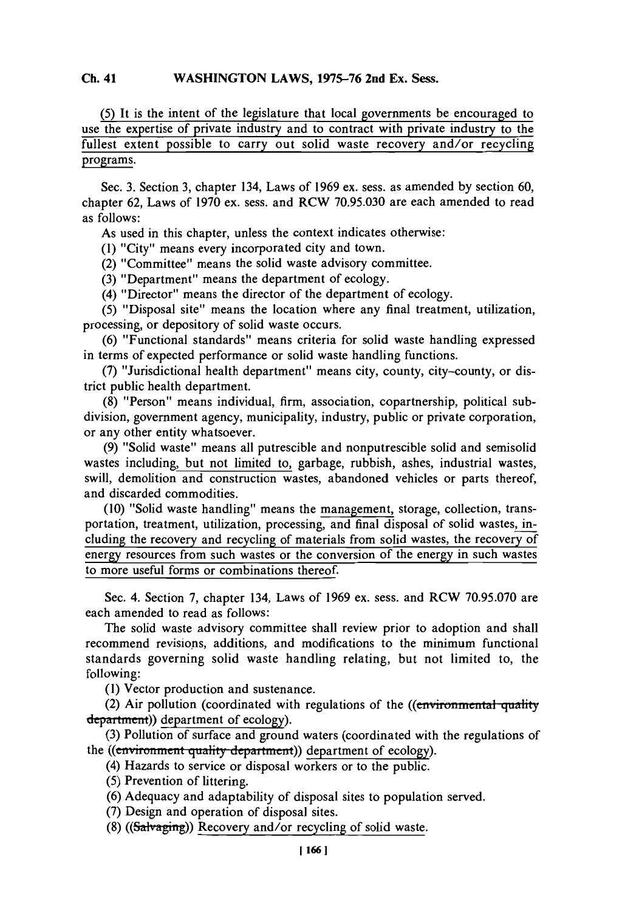(5) It is the intent of the legislature that local governments be encouraged to use the expertise of private industry and to contract with private industry to the fullest extent possible to carry out solid waste recovery and/or recycling programs.

Sec. 3. Section 3, chapter 134, Laws of 1969 ex. sess. as amended by section 60, chapter 62, Laws of 1970 ex. sess. and RCW 70.95.030 are each amended to read as follows:

As used in this chapter, unless the context indicates otherwise:

(1) "City" means every incorporated city and town.

(2) "Committee" means the solid waste advisory committee.

(3) "Department" means the department of ecology.

(4) "Director" means the director of the department of ecology.

(5) "Disposal site" means the location where any final treatment, utilization, processing, or depository of solid waste occurs.

(6) "Functional standards" means criteria for solid waste handling expressed in terms of expected performance or solid waste handling functions.

(7) "Jurisdictional health department" means city, county, city-county, or district public health department.

(8) "Person" means individual, firm, association, copartnership, political subdivision, government agency, municipality, industry, public or private corporation, or any other entity whatsoever.

(9) "Solid waste" means all putrescible and nonputrescible solid and semisolid wastes including, but not limited to, garbage, rubbish, ashes, industrial wastes, swill, demolition and construction wastes, abandoned vehicles or parts thereof, and discarded commodities.

(10) "Solid waste handling" means the management, storage, collection, transportation, treatment, utilization, processing, and final disposal of solid wastes, including the recovery and recycling of materials from solid wastes, the recovery of energy resources from such wastes or the conversion of the energy in such wastes to more useful forms or combinations thereof.

Sec. 4. Section 7, chapter 134, Laws of 1969 ex. sess. and RCW 70.95.070 are each amended to read as follows:

The solid waste advisory committee shall review prior to adoption and shall recommend revisions, additions, and modifications to the minimum functional standards governing solid waste handling relating, but not limited to, the following:

(1) Vector production and sustenance.

(2) Air pollution (coordinated with regulations of the ((~~environmental quality department~~)) department of ecology).

(3) Pollution of surface and ground waters (coordinated with the regulations of the ((~~environment quality department~~)) department of ecology).

(4) Hazards to service or disposal workers or to the public.

(5) Prevention of littering.

(6) Adequacy and adaptability of disposal sites to population served.

(7) Design and operation of disposal sites.

(8) ((~~Salvaging~~)) Recovery and/or recycling of solid waste.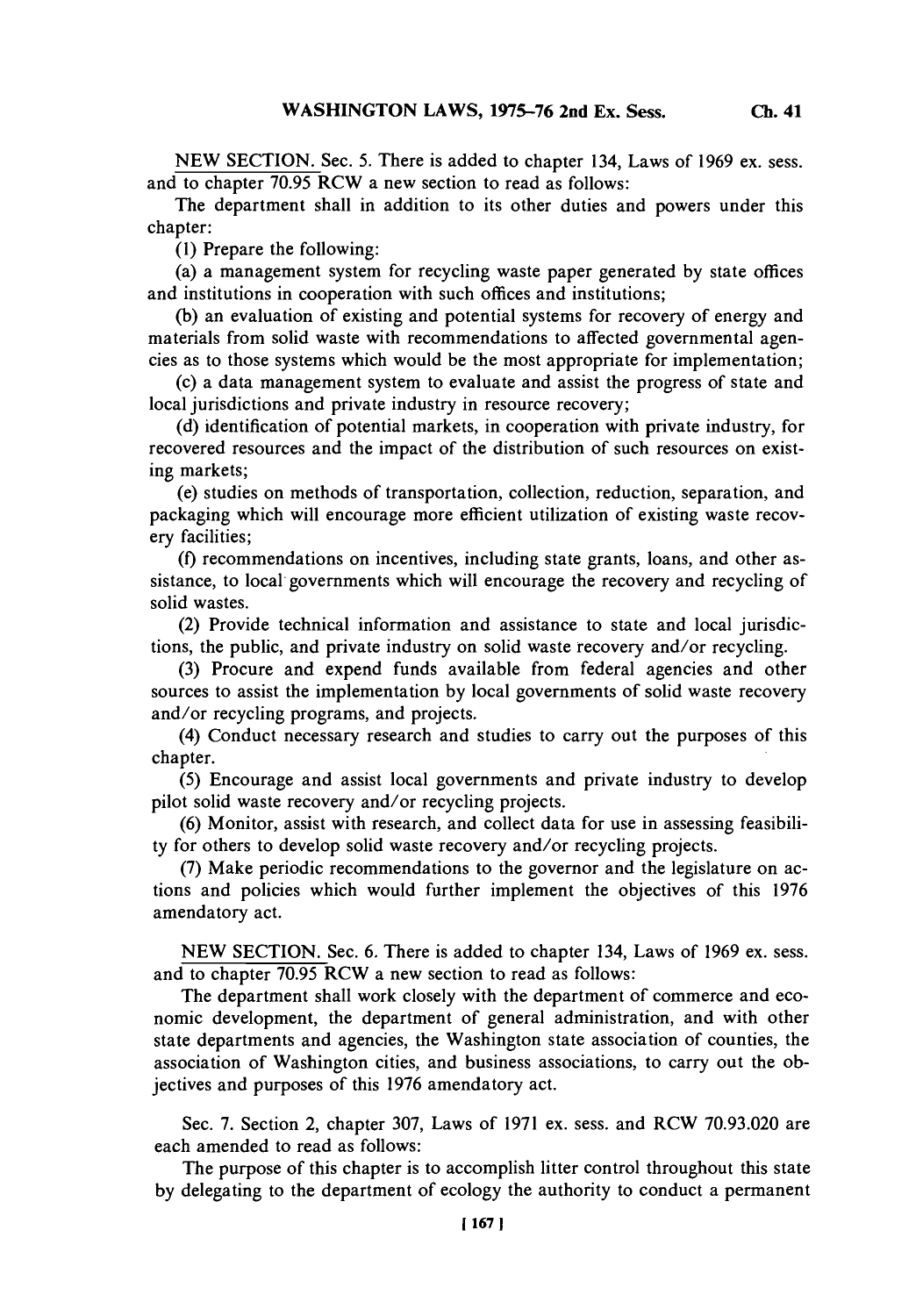NEW SECTION. Sec. 5. There is added to chapter 134, Laws of 1969 ex. sess. and to chapter 70.95 RCW a new section to read as follows:

The department shall in addition to its other duties and powers under this chapter:

(1) Prepare the following:

(a) a management system for recycling waste paper generated by state offices and institutions in cooperation with such offices and institutions;

(b) an evaluation of existing and potential systems for recovery of energy and materials from solid waste with recommendations to affected governmental agencies as to those systems which would be the most appropriate for implementation;

(c) a data management system to evaluate and assist the progress of state and local jurisdictions and private industry in resource recovery;

(d) identification of potential markets, in cooperation with private industry, for recovered resources and the impact of the distribution of such resources on existing markets;

(e) studies on methods of transportation, collection, reduction, separation, and packaging which will encourage more efficient utilization of existing waste recovery facilities;

(f) recommendations on incentives, including state grants, loans, and other assistance, to local governments which will encourage the recovery and recycling of solid wastes.

(2) Provide technical information and assistance to state and local jurisdictions, the public, and private industry on solid waste recovery and/or recycling.

(3) Procure and expend funds available from federal agencies and other sources to assist the implementation by local governments of solid waste recovery and/or recycling programs, and projects.

(4) Conduct necessary research and studies to carry out the purposes of this chapter.

(5) Encourage and assist local governments and private industry to develop pilot solid waste recovery and/or recycling projects.

(6) Monitor, assist with research, and collect data for use in assessing feasibility for others to develop solid waste recovery and/or recycling projects.

(7) Make periodic recommendations to the governor and the legislature on actions and policies which would further implement the objectives of this 1976 amendatory act.

NEW SECTION. Sec. 6. There is added to chapter 134, Laws of 1969 ex. sess. and to chapter 70.95 RCW a new section to read as follows:

The department shall work closely with the department of commerce and economic development, the department of general administration, and with other state departments and agencies, the Washington state association of counties, the association of Washington cities, and business associations, to carry out the objectives and purposes of this 1976 amendatory act.

Sec. 7. Section 2, chapter 307, Laws of 1971 ex. sess. and RCW 70.93.020 are each amended to read as follows:

The purpose of this chapter is to accomplish litter control throughout this state by delegating to the department of ecology the authority to conduct a permanent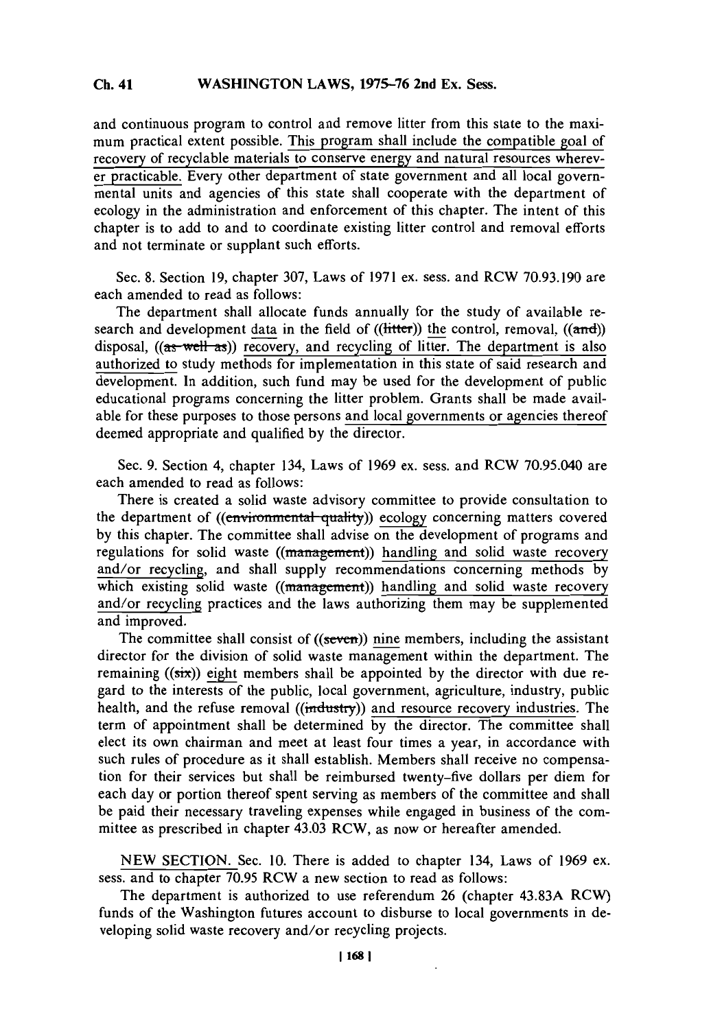and continuous program to control and remove litter from this state to the maximum practical extent possible. This program shall include the compatible goal of recovery of recyclable materials to conserve energy and natural resources wherever practicable. Every other department of state government and all local governmental units and agencies of this state shall cooperate with the department of ecology in the administration and enforcement of this chapter. The intent of this chapter is to add to and to coordinate existing litter control and removal efforts and not terminate or supplant such efforts.

Sec. 8. Section 19, chapter 307, Laws of 1971 ex. sess. and RCW 70.93.190 are each amended to read as follows:

The department shall allocate funds annually for the study of available research and development data in the field of ((~~litter~~)) the control, removal, ((~~and~~)) disposal, ((~~as well as~~)) recovery, and recycling of litter. The department is also authorized to study methods for implementation in this state of said research and development. In addition, such fund may be used for the development of public educational programs concerning the litter problem. Grants shall be made available for these purposes to those persons and local governments or agencies thereof deemed appropriate and qualified by the director.

Sec. 9. Section 4, chapter 134, Laws of 1969 ex. sess. and RCW 70.95.040 are each amended to read as follows:

There is created a solid waste advisory committee to provide consultation to the department of ((~~environmental quality~~)) ecology concerning matters covered by this chapter. The committee shall advise on the development of programs and regulations for solid waste ((~~management~~)) handling and solid waste recovery and/or recycling, and shall supply recommendations concerning methods by which existing solid waste ((~~management~~)) handling and solid waste recovery and/or recycling practices and the laws authorizing them may be supplemented and improved.

The committee shall consist of ((~~seven~~)) nine members, including the assistant director for the division of solid waste management within the department. The remaining ((~~six~~)) eight members shall be appointed by the director with due regard to the interests of the public, local government, agriculture, industry, public health, and the refuse removal ((~~industry~~)) and resource recovery industries. The term of appointment shall be determined by the director. The committee shall elect its own chairman and meet at least four times a year, in accordance with such rules of procedure as it shall establish. Members shall receive no compensation for their services but shall be reimbursed twenty-five dollars per diem for each day or portion thereof spent serving as members of the committee and shall be paid their necessary traveling expenses while engaged in business of the committee as prescribed in chapter 43.03 RCW, as now or hereafter amended.

NEW SECTION. Sec. 10. There is added to chapter 134, Laws of 1969 ex. sess. and to chapter 70.95 RCW a new section to read as follows:

The department is authorized to use referendum 26 (chapter 43.83A RCW) funds of the Washington futures account to disburse to local governments in developing solid waste recovery and/or recycling projects.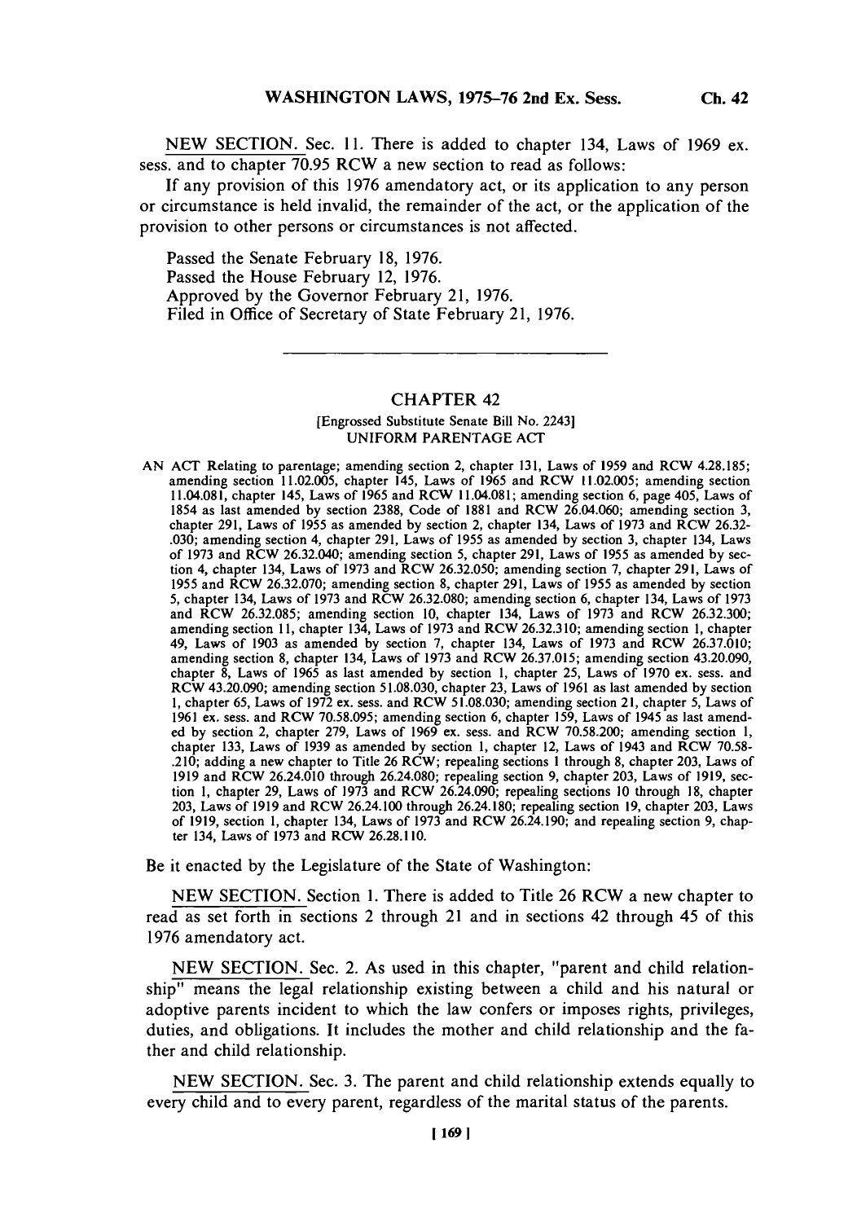NEW SECTION. Sec. 11. There is added to chapter 134, Laws of 1969 ex. sess. and to chapter 70.95 RCW a new section to read as follows:

If any provision of this 1976 amendatory act, or its application to any person or circumstance is held invalid, the remainder of the act, or the application of the provision to other persons or circumstances is not affected.

Passed the Senate February 18, 1976.
Passed the House February 12, 1976.
Approved by the Governor February 21, 1976.
Filed in Office of Secretary of State February 21, 1976.

---

## CHAPTER 42

[Engrossed Substitute Senate Bill No. 2243]
UNIFORM PARENTAGE ACT

AN ACT Relating to parentage; amending section 2, chapter 131, Laws of 1959 and RCW 4.28.185; amending section 11.02.005, chapter 145, Laws of 1965 and RCW 11.02.005; amending section 11.04.081, chapter 145, Laws of 1965 and RCW 11.04.081; amending section 6, page 405, Laws of 1854 as last amended by section 2388, Code of 1881 and RCW 26.04.060; amending section 3, chapter 291, Laws of 1955 as amended by section 2, chapter 134, Laws of 1973 and RCW 26.32-.030; amending section 4, chapter 291, Laws of 1955 as amended by section 3, chapter 134, Laws of 1973 and RCW 26.32.040; amending section 5, chapter 291, Laws of 1955 as amended by section 4, chapter 134, Laws of 1973 and RCW 26.32.050; amending section 7, chapter 291, Laws of 1955 and RCW 26.32.070; amending section 8, chapter 291, Laws of 1955 as amended by section 5, chapter 134, Laws of 1973 and RCW 26.32.080; amending section 6, chapter 134, Laws of 1973 and RCW 26.32.085; amending section 10, chapter 134, Laws of 1973 and RCW 26.32.300; amending section 11, chapter 134, Laws of 1973 and RCW 26.32.310; amending section 1, chapter 49, Laws of 1903 as amended by section 7, chapter 134, Laws of 1973 and RCW 26.37.010; amending section 8, chapter 134, Laws of 1973 and RCW 26.37.015; amending section 43.20.090, chapter 8, Laws of 1965 as last amended by section 1, chapter 25, Laws of 1970 ex. sess. and RCW 43.20.090; amending section 51.08.030, chapter 23, Laws of 1961 as last amended by section 1, chapter 65, Laws of 1972 ex. sess. and RCW 51.08.030; amending section 21, chapter 5, Laws of 1961 ex. sess. and RCW 70.58.095; amending section 6, chapter 159, Laws of 1945 as last amended by section 2, chapter 279, Laws of 1969 ex. sess. and RCW 70.58.200; amending section 1, chapter 133, Laws of 1939 as amended by section 1, chapter 12, Laws of 1943 and RCW 70.58-.210; adding a new chapter to Title 26 RCW; repealing sections 1 through 8, chapter 203, Laws of 1919 and RCW 26.24.010 through 26.24.080; repealing section 9, chapter 203, Laws of 1919, section 1, chapter 29, Laws of 1973 and RCW 26.24.090; repealing sections 10 through 18, chapter 203, Laws of 1919 and RCW 26.24.100 through 26.24.180; repealing section 19, chapter 203, Laws of 1919, section 1, chapter 134, Laws of 1973 and RCW 26.24.190; and repealing section 9, chapter 134, Laws of 1973 and RCW 26.28.110.

Be it enacted by the Legislature of the State of Washington:

NEW SECTION. Section 1. There is added to Title 26 RCW a new chapter to read as set forth in sections 2 through 21 and in sections 42 through 45 of this 1976 amendatory act.

NEW SECTION. Sec. 2. As used in this chapter, "parent and child relationship" means the legal relationship existing between a child and his natural or adoptive parents incident to which the law confers or imposes rights, privileges, duties, and obligations. It includes the mother and child relationship and the father and child relationship.

NEW SECTION. Sec. 3. The parent and child relationship extends equally to every child and to every parent, regardless of the marital status of the parents.